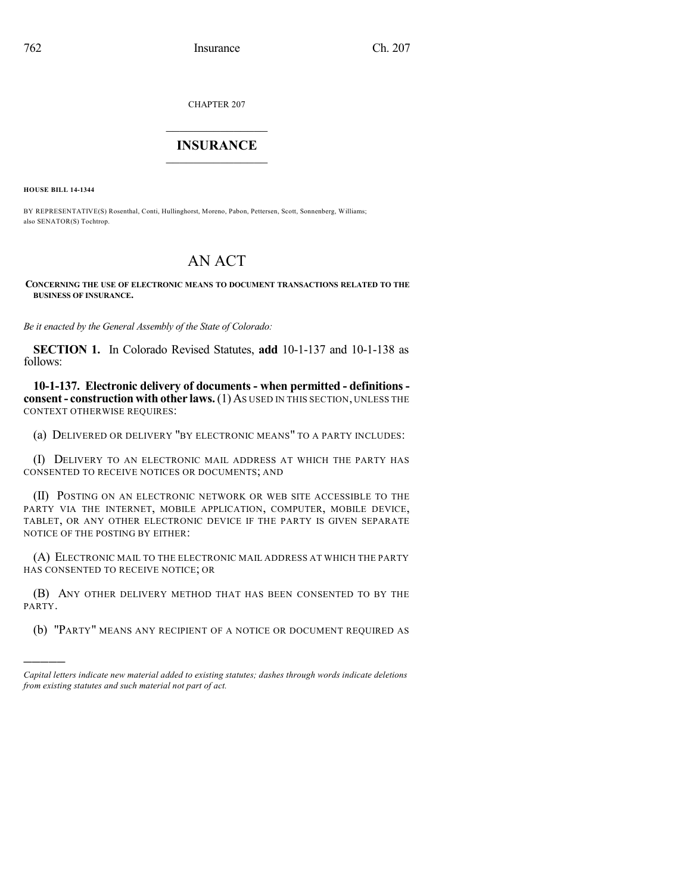CHAPTER 207

# INSURANCE

**HOUSE BILL 14-1344**

BY REPRESENTATIVE(S) Rosenthal, Conti, Hullinghorst, Moreno, Pabon, Pettersen, Scott, Sonnenberg, Williams; also SENATOR(S) Tochtrop.

# AN ACT

**CONCERNING THE USE OF ELECTRONIC MEANS TO DOCUMENT TRANSACTIONS RELATED TO THE BUSINESS OF INSURANCE.**

*Be it enacted by the General Assembly of the State of Colorado:*

**SECTION 1.** In Colorado Revised Statutes, **add** 10-1-137 and 10-1-138 as follows:

**10-1-137. Electronic delivery of documents - when permitted - definitions - consent - construction with other laws.** (1) AS USED IN THIS SECTION, UNLESS THE CONTEXT OTHERWISE REQUIRES:

(a) DELIVERED OR DELIVERY "BY ELECTRONIC MEANS" TO A PARTY INCLUDES:

(I) DELIVERY TO AN ELECTRONIC MAIL ADDRESS AT WHICH THE PARTY HAS CONSENTED TO RECEIVE NOTICES OR DOCUMENTS; AND

(II) POSTING ON AN ELECTRONIC NETWORK OR WEB SITE ACCESSIBLE TO THE PARTY VIA THE INTERNET, MOBILE APPLICATION, COMPUTER, MOBILE DEVICE, TABLET, OR ANY OTHER ELECTRONIC DEVICE IF THE PARTY IS GIVEN SEPARATE NOTICE OF THE POSTING BY EITHER:

(A) ELECTRONIC MAIL TO THE ELECTRONIC MAIL ADDRESS AT WHICH THE PARTY HAS CONSENTED TO RECEIVE NOTICE; OR

(B) ANY OTHER DELIVERY METHOD THAT HAS BEEN CONSENTED TO BY THE PARTY.

(b) "PARTY" MEANS ANY RECIPIENT OF A NOTICE OR DOCUMENT REQUIRED AS

---

*Capital letters indicate new material added to existing statutes; dashes through words indicate deletions from existing statutes and such material not part of act.*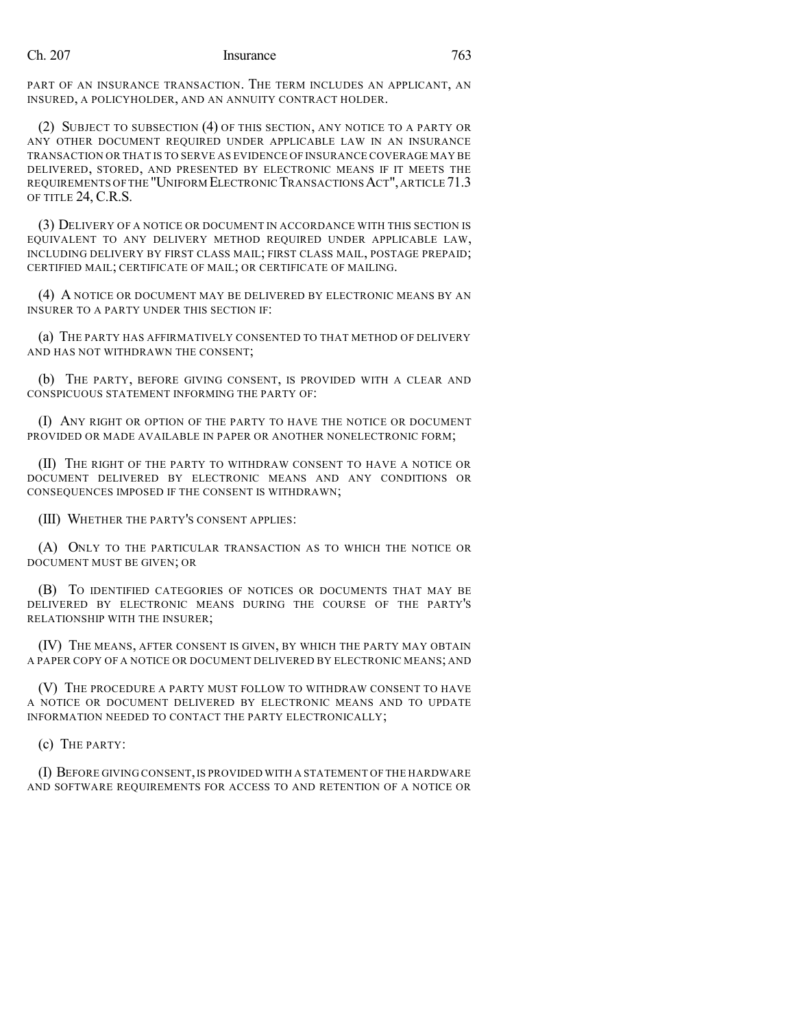PART OF AN INSURANCE TRANSACTION. THE TERM INCLUDES AN APPLICANT, AN INSURED, A POLICYHOLDER, AND AN ANNUITY CONTRACT HOLDER.

(2) SUBJECT TO SUBSECTION (4) OF THIS SECTION, ANY NOTICE TO A PARTY OR ANY OTHER DOCUMENT REQUIRED UNDER APPLICABLE LAW IN AN INSURANCE TRANSACTION OR THAT IS TO SERVE AS EVIDENCE OF INSURANCE COVERAGE MAY BE DELIVERED, STORED, AND PRESENTED BY ELECTRONIC MEANS IF IT MEETS THE REQUIREMENTS OF THE "UNIFORM ELECTRONIC TRANSACTIONS ACT", ARTICLE 71.3 OF TITLE 24, C.R.S.

(3) DELIVERY OF A NOTICE OR DOCUMENT IN ACCORDANCE WITH THIS SECTION IS EQUIVALENT TO ANY DELIVERY METHOD REQUIRED UNDER APPLICABLE LAW, INCLUDING DELIVERY BY FIRST CLASS MAIL; FIRST CLASS MAIL, POSTAGE PREPAID; CERTIFIED MAIL; CERTIFICATE OF MAIL; OR CERTIFICATE OF MAILING.

(4) A NOTICE OR DOCUMENT MAY BE DELIVERED BY ELECTRONIC MEANS BY AN INSURER TO A PARTY UNDER THIS SECTION IF:

(a) THE PARTY HAS AFFIRMATIVELY CONSENTED TO THAT METHOD OF DELIVERY AND HAS NOT WITHDRAWN THE CONSENT;

(b) THE PARTY, BEFORE GIVING CONSENT, IS PROVIDED WITH A CLEAR AND CONSPICUOUS STATEMENT INFORMING THE PARTY OF:

(I) ANY RIGHT OR OPTION OF THE PARTY TO HAVE THE NOTICE OR DOCUMENT PROVIDED OR MADE AVAILABLE IN PAPER OR ANOTHER NONELECTRONIC FORM;

(II) THE RIGHT OF THE PARTY TO WITHDRAW CONSENT TO HAVE A NOTICE OR DOCUMENT DELIVERED BY ELECTRONIC MEANS AND ANY CONDITIONS OR CONSEQUENCES IMPOSED IF THE CONSENT IS WITHDRAWN;

(III) WHETHER THE PARTY'S CONSENT APPLIES:

(A) ONLY TO THE PARTICULAR TRANSACTION AS TO WHICH THE NOTICE OR DOCUMENT MUST BE GIVEN; OR

(B) TO IDENTIFIED CATEGORIES OF NOTICES OR DOCUMENTS THAT MAY BE DELIVERED BY ELECTRONIC MEANS DURING THE COURSE OF THE PARTY'S RELATIONSHIP WITH THE INSURER;

(IV) THE MEANS, AFTER CONSENT IS GIVEN, BY WHICH THE PARTY MAY OBTAIN A PAPER COPY OF A NOTICE OR DOCUMENT DELIVERED BY ELECTRONIC MEANS; AND

(V) THE PROCEDURE A PARTY MUST FOLLOW TO WITHDRAW CONSENT TO HAVE A NOTICE OR DOCUMENT DELIVERED BY ELECTRONIC MEANS AND TO UPDATE INFORMATION NEEDED TO CONTACT THE PARTY ELECTRONICALLY;

(c) THE PARTY:

(I) BEFORE GIVING CONSENT, IS PROVIDED WITH A STATEMENT OF THE HARDWARE AND SOFTWARE REQUIREMENTS FOR ACCESS TO AND RETENTION OF A NOTICE OR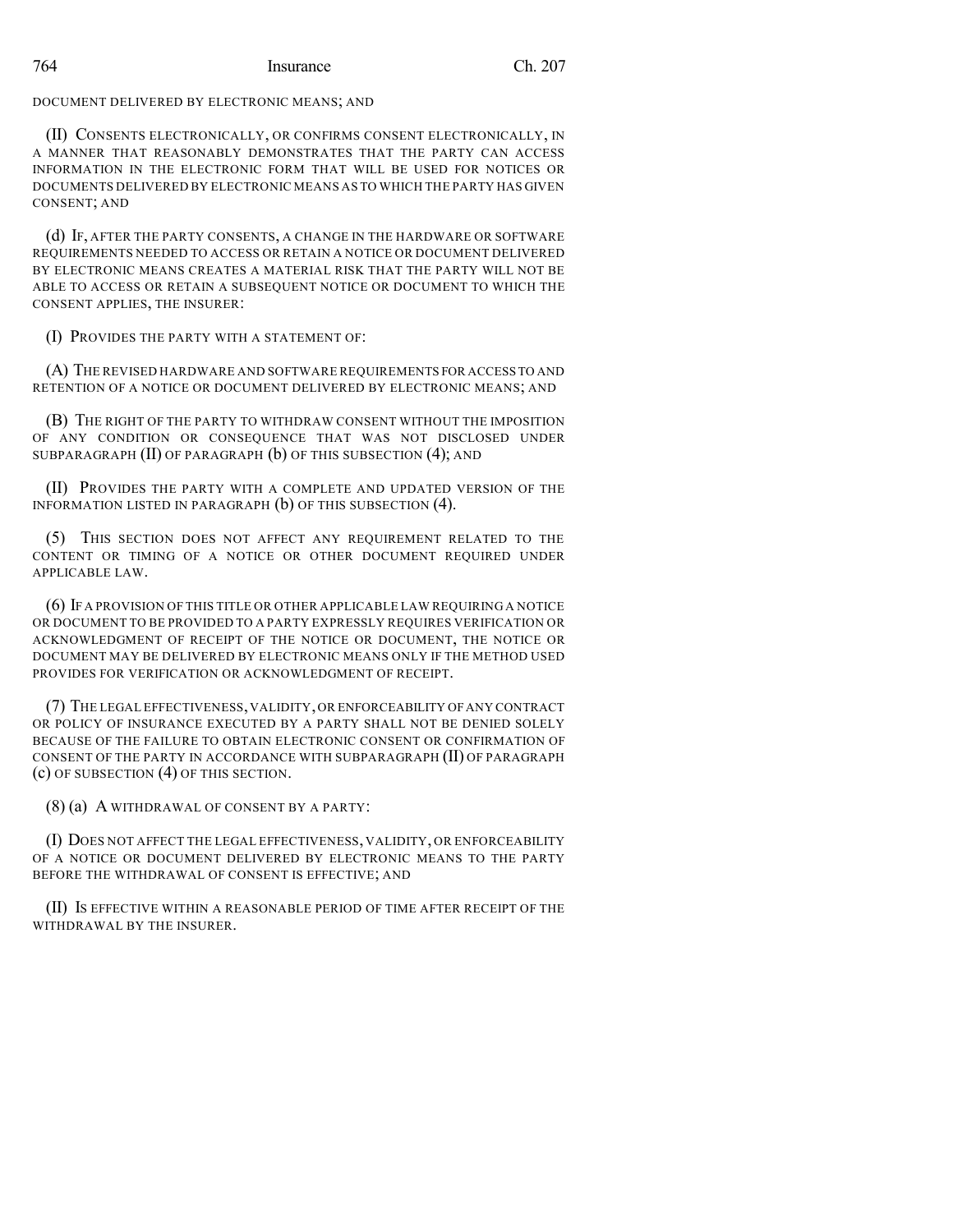DOCUMENT DELIVERED BY ELECTRONIC MEANS; AND

(II) CONSENTS ELECTRONICALLY, OR CONFIRMS CONSENT ELECTRONICALLY, IN A MANNER THAT REASONABLY DEMONSTRATES THAT THE PARTY CAN ACCESS INFORMATION IN THE ELECTRONIC FORM THAT WILL BE USED FOR NOTICES OR DOCUMENTS DELIVERED BY ELECTRONIC MEANS AS TO WHICH THE PARTY HAS GIVEN CONSENT; AND

(d) IF, AFTER THE PARTY CONSENTS, A CHANGE IN THE HARDWARE OR SOFTWARE REQUIREMENTS NEEDED TO ACCESS OR RETAIN A NOTICE OR DOCUMENT DELIVERED BY ELECTRONIC MEANS CREATES A MATERIAL RISK THAT THE PARTY WILL NOT BE ABLE TO ACCESS OR RETAIN A SUBSEQUENT NOTICE OR DOCUMENT TO WHICH THE CONSENT APPLIES, THE INSURER:

(I) PROVIDES THE PARTY WITH A STATEMENT OF:

(A) THE REVISED HARDWARE AND SOFTWARE REQUIREMENTS FOR ACCESS TO AND RETENTION OF A NOTICE OR DOCUMENT DELIVERED BY ELECTRONIC MEANS; AND

(B) THE RIGHT OF THE PARTY TO WITHDRAW CONSENT WITHOUT THE IMPOSITION OF ANY CONDITION OR CONSEQUENCE THAT WAS NOT DISCLOSED UNDER SUBPARAGRAPH (II) OF PARAGRAPH (b) OF THIS SUBSECTION (4); AND

(II) PROVIDES THE PARTY WITH A COMPLETE AND UPDATED VERSION OF THE INFORMATION LISTED IN PARAGRAPH (b) OF THIS SUBSECTION (4).

(5) THIS SECTION DOES NOT AFFECT ANY REQUIREMENT RELATED TO THE CONTENT OR TIMING OF A NOTICE OR OTHER DOCUMENT REQUIRED UNDER APPLICABLE LAW.

(6) IF A PROVISION OF THIS TITLE OR OTHER APPLICABLE LAW REQUIRING A NOTICE OR DOCUMENT TO BE PROVIDED TO A PARTY EXPRESSLY REQUIRES VERIFICATION OR ACKNOWLEDGMENT OF RECEIPT OF THE NOTICE OR DOCUMENT, THE NOTICE OR DOCUMENT MAY BE DELIVERED BY ELECTRONIC MEANS ONLY IF THE METHOD USED PROVIDES FOR VERIFICATION OR ACKNOWLEDGMENT OF RECEIPT.

(7) THE LEGAL EFFECTIVENESS, VALIDITY, OR ENFORCEABILITY OF ANY CONTRACT OR POLICY OF INSURANCE EXECUTED BY A PARTY SHALL NOT BE DENIED SOLELY BECAUSE OF THE FAILURE TO OBTAIN ELECTRONIC CONSENT OR CONFIRMATION OF CONSENT OF THE PARTY IN ACCORDANCE WITH SUBPARAGRAPH (II) OF PARAGRAPH (c) OF SUBSECTION (4) OF THIS SECTION.

(8) (a) A WITHDRAWAL OF CONSENT BY A PARTY:

(I) DOES NOT AFFECT THE LEGAL EFFECTIVENESS, VALIDITY, OR ENFORCEABILITY OF A NOTICE OR DOCUMENT DELIVERED BY ELECTRONIC MEANS TO THE PARTY BEFORE THE WITHDRAWAL OF CONSENT IS EFFECTIVE; AND

(II) IS EFFECTIVE WITHIN A REASONABLE PERIOD OF TIME AFTER RECEIPT OF THE WITHDRAWAL BY THE INSURER.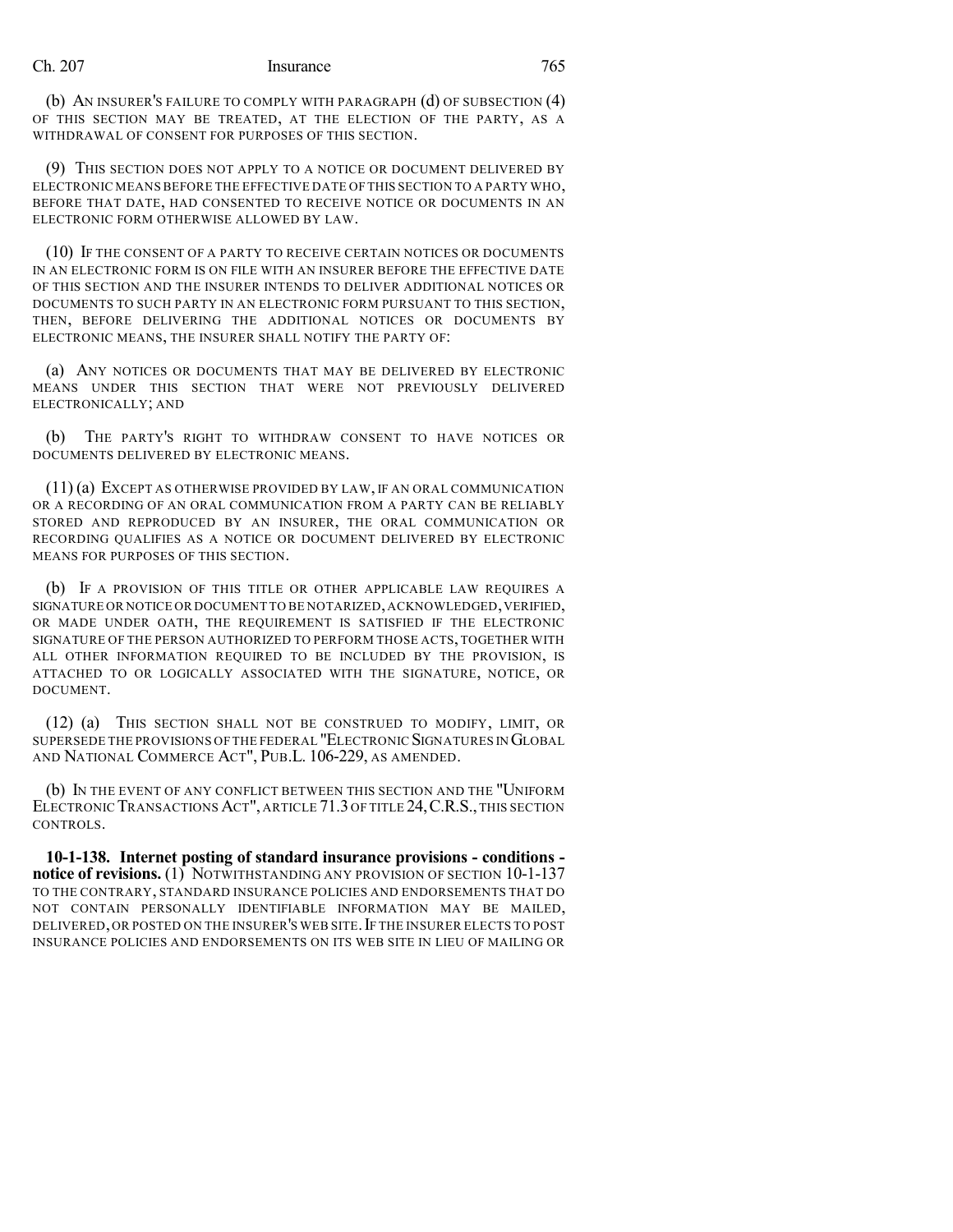(b) AN INSURER'S FAILURE TO COMPLY WITH PARAGRAPH (d) OF SUBSECTION (4) OF THIS SECTION MAY BE TREATED, AT THE ELECTION OF THE PARTY, AS A WITHDRAWAL OF CONSENT FOR PURPOSES OF THIS SECTION.

(9) THIS SECTION DOES NOT APPLY TO A NOTICE OR DOCUMENT DELIVERED BY ELECTRONIC MEANS BEFORE THE EFFECTIVE DATE OF THIS SECTION TO A PARTY WHO, BEFORE THAT DATE, HAD CONSENTED TO RECEIVE NOTICE OR DOCUMENTS IN AN ELECTRONIC FORM OTHERWISE ALLOWED BY LAW.

(10) IF THE CONSENT OF A PARTY TO RECEIVE CERTAIN NOTICES OR DOCUMENTS IN AN ELECTRONIC FORM IS ON FILE WITH AN INSURER BEFORE THE EFFECTIVE DATE OF THIS SECTION AND THE INSURER INTENDS TO DELIVER ADDITIONAL NOTICES OR DOCUMENTS TO SUCH PARTY IN AN ELECTRONIC FORM PURSUANT TO THIS SECTION, THEN, BEFORE DELIVERING THE ADDITIONAL NOTICES OR DOCUMENTS BY ELECTRONIC MEANS, THE INSURER SHALL NOTIFY THE PARTY OF:

(a) ANY NOTICES OR DOCUMENTS THAT MAY BE DELIVERED BY ELECTRONIC MEANS UNDER THIS SECTION THAT WERE NOT PREVIOUSLY DELIVERED ELECTRONICALLY; AND

(b) THE PARTY'S RIGHT TO WITHDRAW CONSENT TO HAVE NOTICES OR DOCUMENTS DELIVERED BY ELECTRONIC MEANS.

(11) (a) EXCEPT AS OTHERWISE PROVIDED BY LAW, IF AN ORAL COMMUNICATION OR A RECORDING OF AN ORAL COMMUNICATION FROM A PARTY CAN BE RELIABLY STORED AND REPRODUCED BY AN INSURER, THE ORAL COMMUNICATION OR RECORDING QUALIFIES AS A NOTICE OR DOCUMENT DELIVERED BY ELECTRONIC MEANS FOR PURPOSES OF THIS SECTION.

(b) IF A PROVISION OF THIS TITLE OR OTHER APPLICABLE LAW REQUIRES A SIGNATURE OR NOTICE OR DOCUMENT TO BE NOTARIZED, ACKNOWLEDGED, VERIFIED, OR MADE UNDER OATH, THE REQUIREMENT IS SATISFIED IF THE ELECTRONIC SIGNATURE OF THE PERSON AUTHORIZED TO PERFORM THOSE ACTS, TOGETHER WITH ALL OTHER INFORMATION REQUIRED TO BE INCLUDED BY THE PROVISION, IS ATTACHED TO OR LOGICALLY ASSOCIATED WITH THE SIGNATURE, NOTICE, OR DOCUMENT.

(12) (a) THIS SECTION SHALL NOT BE CONSTRUED TO MODIFY, LIMIT, OR SUPERSEDE THE PROVISIONS OF THE FEDERAL "ELECTRONIC SIGNATURES IN GLOBAL AND NATIONAL COMMERCE ACT", PUB.L. 106-229, AS AMENDED.

(b) IN THE EVENT OF ANY CONFLICT BETWEEN THIS SECTION AND THE "UNIFORM ELECTRONIC TRANSACTIONS ACT", ARTICLE 71.3 OF TITLE 24, C.R.S., THIS SECTION CONTROLS.

**10-1-138. Internet posting of standard insurance provisions - conditions - notice of revisions.** (1) NOTWITHSTANDING ANY PROVISION OF SECTION 10-1-137 TO THE CONTRARY, STANDARD INSURANCE POLICIES AND ENDORSEMENTS THAT DO NOT CONTAIN PERSONALLY IDENTIFIABLE INFORMATION MAY BE MAILED, DELIVERED, OR POSTED ON THE INSURER'S WEB SITE. IF THE INSURER ELECTS TO POST INSURANCE POLICIES AND ENDORSEMENTS ON ITS WEB SITE IN LIEU OF MAILING OR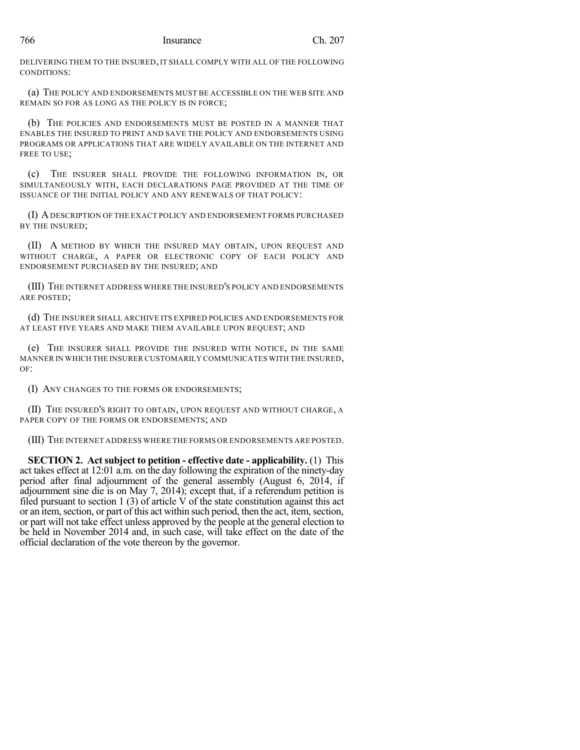DELIVERING THEM TO THE INSURED, IT SHALL COMPLY WITH ALL OF THE FOLLOWING CONDITIONS:

(a) THE POLICY AND ENDORSEMENTS MUST BE ACCESSIBLE ON THE WEB SITE AND REMAIN SO FOR AS LONG AS THE POLICY IS IN FORCE;

(b) THE POLICIES AND ENDORSEMENTS MUST BE POSTED IN A MANNER THAT ENABLES THE INSURED TO PRINT AND SAVE THE POLICY AND ENDORSEMENTS USING PROGRAMS OR APPLICATIONS THAT ARE WIDELY AVAILABLE ON THE INTERNET AND FREE TO USE;

(c) THE INSURER SHALL PROVIDE THE FOLLOWING INFORMATION IN, OR SIMULTANEOUSLY WITH, EACH DECLARATIONS PAGE PROVIDED AT THE TIME OF ISSUANCE OF THE INITIAL POLICY AND ANY RENEWALS OF THAT POLICY:

(I) A DESCRIPTION OF THE EXACT POLICY AND ENDORSEMENT FORMS PURCHASED BY THE INSURED;

(II) A METHOD BY WHICH THE INSURED MAY OBTAIN, UPON REQUEST AND WITHOUT CHARGE, A PAPER OR ELECTRONIC COPY OF EACH POLICY AND ENDORSEMENT PURCHASED BY THE INSURED; AND

(III) THE INTERNET ADDRESS WHERE THE INSURED'S POLICY AND ENDORSEMENTS ARE POSTED;

(d) THE INSURER SHALL ARCHIVE ITS EXPIRED POLICIES AND ENDORSEMENTS FOR AT LEAST FIVE YEARS AND MAKE THEM AVAILABLE UPON REQUEST; AND

(e) THE INSURER SHALL PROVIDE THE INSURED WITH NOTICE, IN THE SAME MANNER IN WHICH THE INSURER CUSTOMARILY COMMUNICATES WITH THE INSURED, OF:

(I) ANY CHANGES TO THE FORMS OR ENDORSEMENTS;

(II) THE INSURED'S RIGHT TO OBTAIN, UPON REQUEST AND WITHOUT CHARGE, A PAPER COPY OF THE FORMS OR ENDORSEMENTS; AND

(III) THE INTERNET ADDRESS WHERE THE FORMS OR ENDORSEMENTS ARE POSTED.

**SECTION 2. Act subject to petition - effective date - applicability.** (1) This act takes effect at 12:01 a.m. on the day following the expiration of the ninety-day period after final adjournment of the general assembly (August 6, 2014, if adjournment sine die is on May 7, 2014); except that, if a referendum petition is filed pursuant to section 1 (3) of article V of the state constitution against this act or an item, section, or part of this act within such period, then the act, item, section, or part will not take effect unless approved by the people at the general election to be held in November 2014 and, in such case, will take effect on the date of the official declaration of the vote thereon by the governor.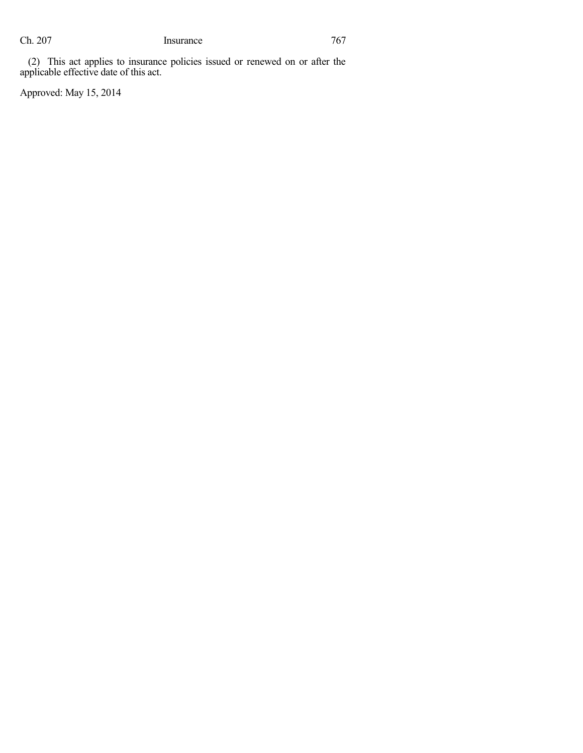(2) This act applies to insurance policies issued or renewed on or after the applicable effective date of this act.

Approved: May 15, 2014